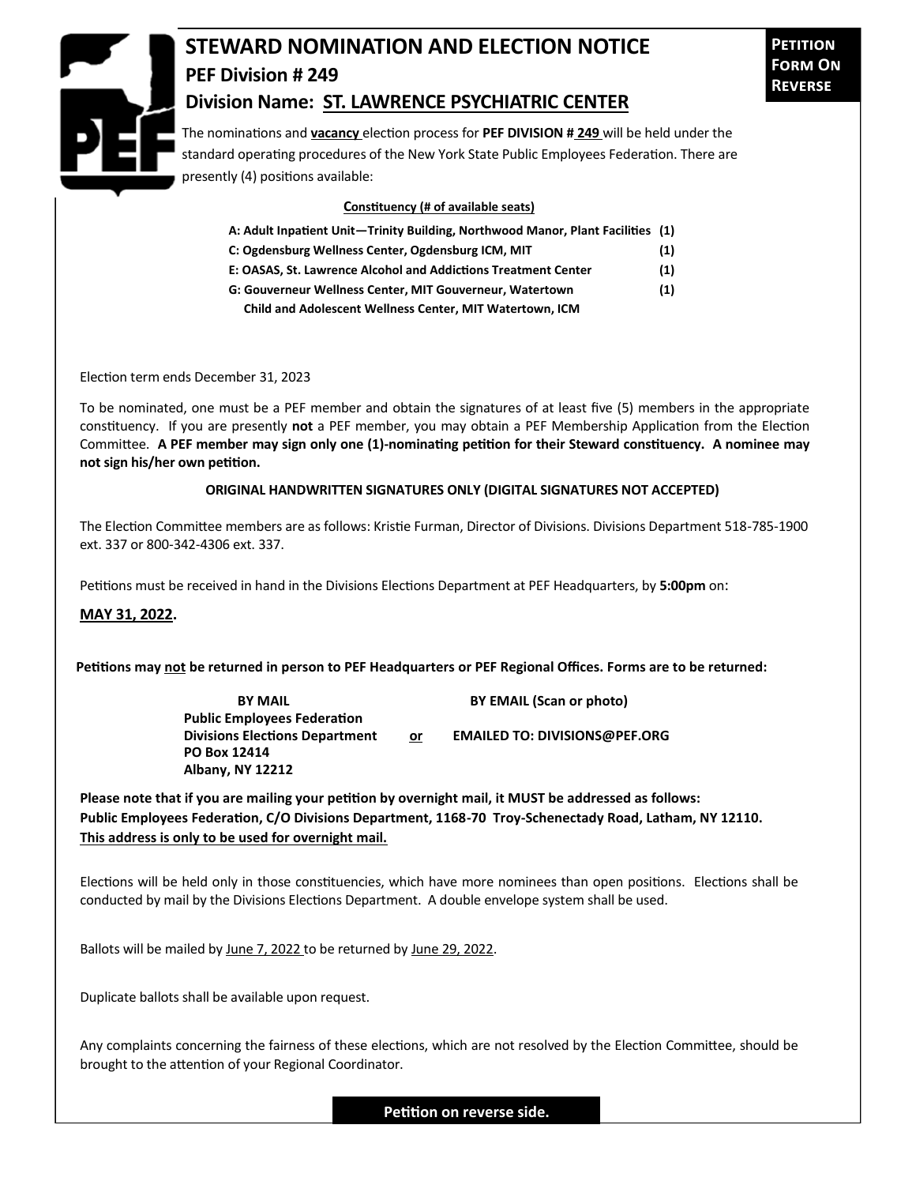# STEWARD NOMINATION AND ELECTION NOTICE

**PETITION FORM ON REVERSE**

## PEF Division # 249

## Division Name: ST. LAWRENCE PSYCHIATRIC CENTER

The nominations and **vacancy** election process for **PEF DIVISION # 249** will be held under the standard operating procedures of the New York State Public Employees Federation. There are presently (4) positions available:

**Constituency (# of available seats)**

| Constituency | # of available seats |
|---|---|
| **A: Adult Inpatient Unit—Trinity Building, Northwood Manor, Plant Facilities** | **(1)** |
| **C: Ogdensburg Wellness Center, Ogdensburg ICM, MIT** | **(1)** |
| **E: OASAS, St. Lawrence Alcohol and Addictions Treatment Center** | **(1)** |
| **G: Gouverneur Wellness Center, MIT Gouverneur, Watertown Child and Adolescent Wellness Center, MIT Watertown, ICM** | **(1)** |

Election term ends December 31, 2023

To be nominated, one must be a PEF member and obtain the signatures of at least five (5) members in the appropriate constituency. If you are presently **not** a PEF member, you may obtain a PEF Membership Application from the Election Committee. **A PEF member may sign only one (1)-nominating petition for their Steward constituency. A nominee may not sign his/her own petition.**

**ORIGINAL HANDWRITTEN SIGNATURES ONLY (DIGITAL SIGNATURES NOT ACCEPTED)**

The Election Committee members are as follows: Kristie Furman, Director of Divisions. Divisions Department 518-785-1900 ext. 337 or 800-342-4306 ext. 337.

Petitions must be received in hand in the Divisions Elections Department at PEF Headquarters, by **5:00pm** on:

**MAY 31, 2022.**

**Petitions may not be returned in person to PEF Headquarters or PEF Regional Offices. Forms are to be returned:**

**BY MAIL**
**Public Employees Federation**
**Divisions Elections Department**
**PO Box 12414**
**Albany, NY 12212**

**or**

**BY EMAIL (Scan or photo)**
**EMAILED TO: DIVISIONS@PEF.ORG**

**Please note that if you are mailing your petition by overnight mail, it MUST be addressed as follows: Public Employees Federation, C/O Divisions Department, 1168-70 Troy-Schenectady Road, Latham, NY 12110. This address is only to be used for overnight mail.**

Elections will be held only in those constituencies, which have more nominees than open positions. Elections shall be conducted by mail by the Divisions Elections Department. A double envelope system shall be used.

Ballots will be mailed by June 7, 2022 to be returned by June 29, 2022.

Duplicate ballots shall be available upon request.

Any complaints concerning the fairness of these elections, which are not resolved by the Election Committee, should be brought to the attention of your Regional Coordinator.

**Petition on reverse side.**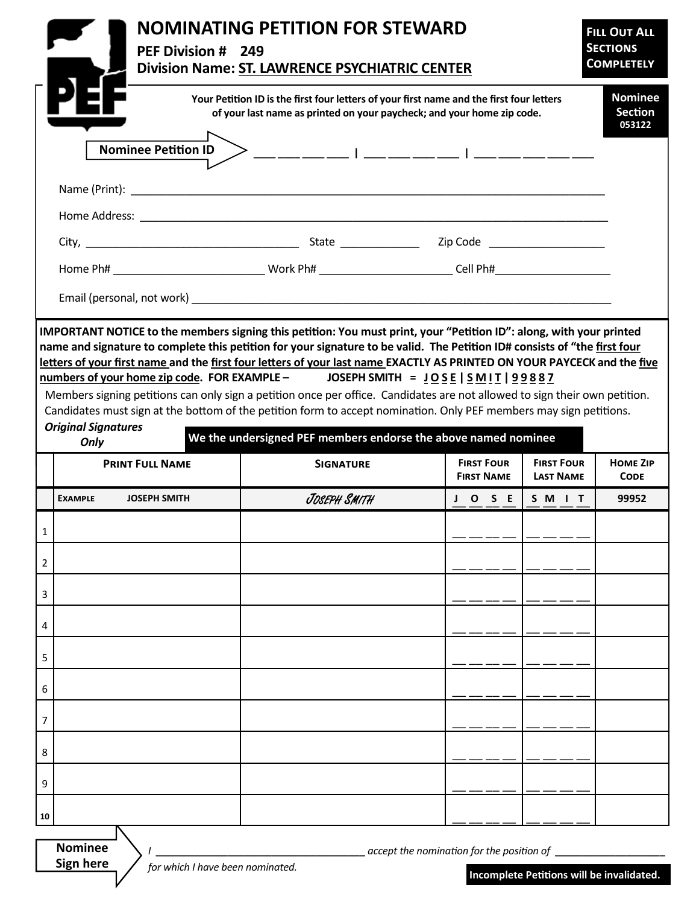# NOMINATING PETITION FOR STEWARD

**PEF Division # 249**

**Division Name: ST. LAWRENCE PSYCHIATRIC CENTER**

**Fill Out All Sections Completely**

**Nominee Section**
**053122**

**Your Petition ID is the first four letters of your first name and the first four letters of your last name as printed on your paycheck; and your home zip code.**

**Nominee Petition ID** ___ ___ ___ ___ | ___ ___ ___ ___ | ___ ___ ___ ___ ___

Name (Print): ______________________________________________

Home Address: ______________________________________________

City, ____________________ State __________ Zip Code ______________

Home Ph# ______________ Work Ph# ______________ Cell Ph# ______________

Email (personal, not work) ______________________________________________

**IMPORTANT NOTICE to the members signing this petition: You must print, your "Petition ID": along, with your printed name and signature to complete this petition for your signature to be valid. The Petition ID# consists of "the <u>first four letters of your first name</u> and the <u>first four letters of your last name</u> EXACTLY AS PRINTED ON YOUR PAYCECK and the <u>five numbers of your home zip code</u>. FOR EXAMPLE – JOSEPH SMITH = J O S E | S M I T | 9 9 8 8 7**

Members signing petitions can only sign a petition once per office. Candidates are not allowed to sign their own petition. Candidates must sign at the bottom of the petition form to accept nomination. Only PEF members may sign petitions.

***Original Signatures Only***

**We the undersigned PEF members endorse the above named nominee**

| | Print Full Name | Signature | First Four First Name | First Four Last Name | Home Zip Code |
|---|---|---|---|---|---|
| | Example JOSEPH SMITH | *Joseph Smith* | J O S E | S M I T | 99952 |
| 1 | | | __ __ __ __ | __ __ __ __ | |
| 2 | | | __ __ __ __ | __ __ __ __ | |
| 3 | | | __ __ __ __ | __ __ __ __ | |
| 4 | | | __ __ __ __ | __ __ __ __ | |
| 5 | | | __ __ __ __ | __ __ __ __ | |
| 6 | | | __ __ __ __ | __ __ __ __ | |
| 7 | | | __ __ __ __ | __ __ __ __ | |
| 8 | | | __ __ __ __ | __ __ __ __ | |
| 9 | | | __ __ __ __ | __ __ __ __ | |
| 10 | | | __ __ __ __ | __ __ __ __ | |

**Nominee Sign here**

*I ______________________________ accept the nomination for the position of ______________ for which I have been nominated.*

**Incomplete Petitions will be invalidated.**